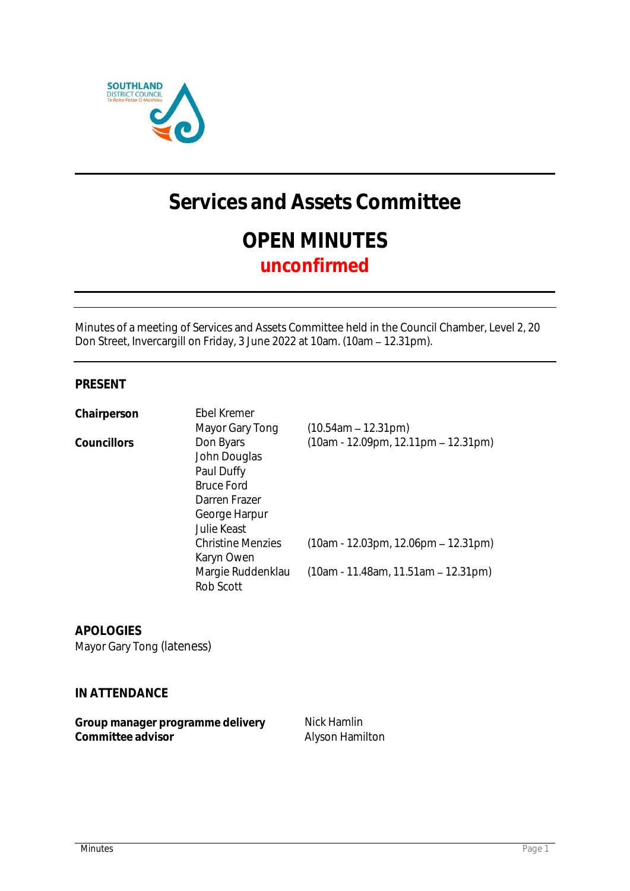SOUTHLAND DISTRICT COUNCIL
Te Rohe Pōtae O Murihiku

# Services and Assets Committee

## OPEN MINUTES

**unconfirmed**

Minutes of a meeting of Services and Assets Committee held in the Council Chamber, Level 2, 20 Don Street, Invercargill on Friday, 3 June 2022 at 10am. (10am – 12.31pm).

**PRESENT**

| | | |
|---|---|---|
| **Chairperson** | Ebel Kremer | |
| | Mayor Gary Tong | (10.54am – 12.31pm) |
| **Councillors** | Don Byars | (10am - 12.09pm, 12.11pm – 12.31pm) |
| | John Douglas | |
| | Paul Duffy | |
| | Bruce Ford | |
| | Darren Frazer | |
| | George Harpur | |
| | Julie Keast | |
| | Christine Menzies | (10am - 12.03pm, 12.06pm – 12.31pm) |
| | Karyn Owen | |
| | Margie Ruddenklau | (10am - 11.48am, 11.51am – 12.31pm) |
| | Rob Scott | |

**APOLOGIES**

Mayor Gary Tong (lateness)

**IN ATTENDANCE**

| | |
|---|---|
| **Group manager programme delivery** | Nick Hamlin |
| **Committee advisor** | Alyson Hamilton |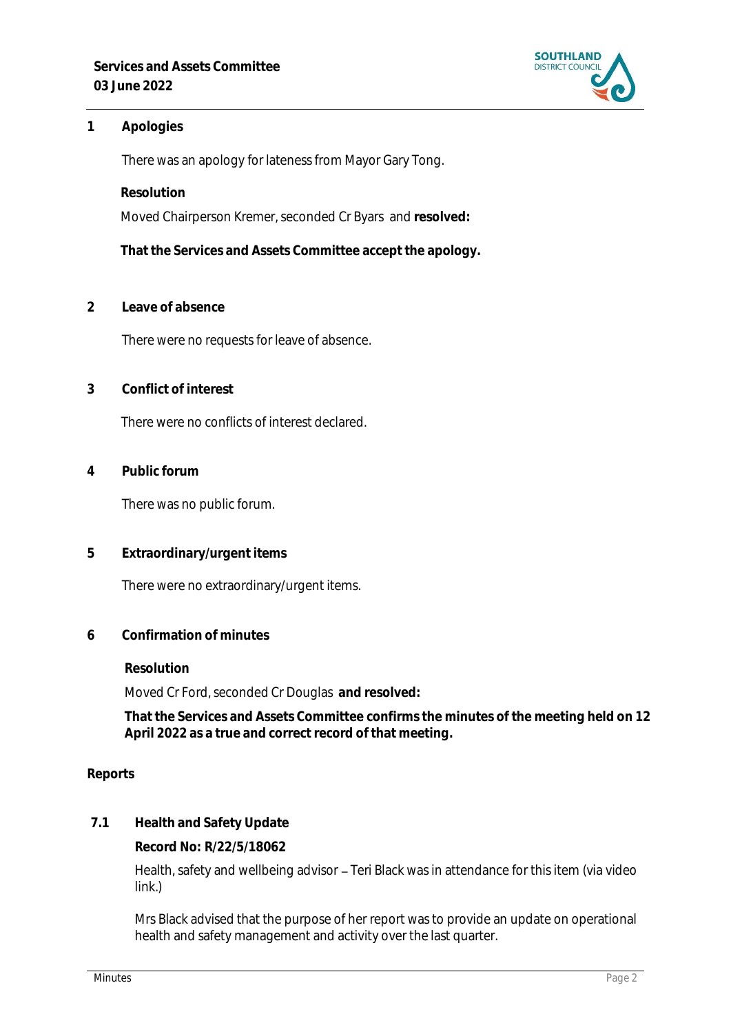## 1 Apologies

There was an apology for lateness from Mayor Gary Tong.

**Resolution**

Moved Chairperson Kremer, seconded Cr Byars and **resolved:**

**That the Services and Assets Committee accept the apology.**

## 2 Leave of absence

There were no requests for leave of absence.

## 3 Conflict of interest

There were no conflicts of interest declared.

## 4 Public forum

There was no public forum.

## 5 Extraordinary/urgent items

There were no extraordinary/urgent items.

## 6 Confirmation of minutes

**Resolution**

Moved Cr Ford, seconded Cr Douglas **and resolved:**

**That the Services and Assets Committee confirms the minutes of the meeting held on 12 April 2022 as a true and correct record of that meeting.**

## Reports

### 7.1 Health and Safety Update

**Record No: R/22/5/18062**

Health, safety and wellbeing advisor – Teri Black was in attendance for this item (via video link.)

Mrs Black advised that the purpose of her report was to provide an update on operational health and safety management and activity over the last quarter.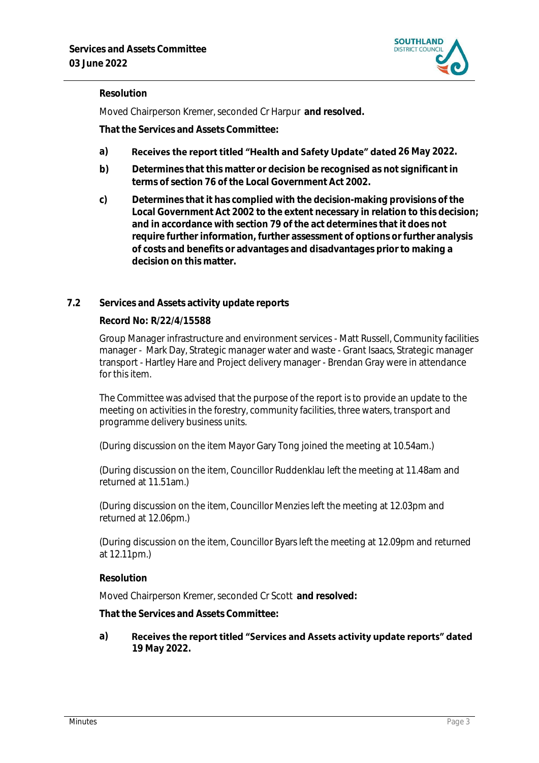**Resolution**

Moved Chairperson Kremer, seconded Cr Harpur **and resolved.**

**That the Services and Assets Committee:**

a) **Receives the report titled "Health and Safety Update" dated 26 May 2022.**

b) **Determines that this matter or decision be recognised as not significant in terms of section 76 of the Local Government Act 2002.**

c) **Determines that it has complied with the decision-making provisions of the Local Government Act 2002 to the extent necessary in relation to this decision; and in accordance with section 79 of the act determines that it does not require further information, further assessment of options or further analysis of costs and benefits or advantages and disadvantages prior to making a decision on this matter.**

## 7.2 Services and Assets activity update reports

**Record No: R/22/4/15588**

Group Manager infrastructure and environment services - Matt Russell, Community facilities manager - Mark Day, Strategic manager water and waste - Grant Isaacs, Strategic manager transport - Hartley Hare and Project delivery manager - Brendan Gray were in attendance for this item.

The Committee was advised that the purpose of the report is to provide an update to the meeting on activities in the forestry, community facilities, three waters, transport and programme delivery business units.

(During discussion on the item Mayor Gary Tong joined the meeting at 10.54am.)

(During discussion on the item, Councillor Ruddenklau left the meeting at 11.48am and returned at 11.51am.)

(During discussion on the item, Councillor Menzies left the meeting at 12.03pm and returned at 12.06pm.)

(During discussion on the item, Councillor Byars left the meeting at 12.09pm and returned at 12.11pm.)

**Resolution**

Moved Chairperson Kremer, seconded Cr Scott **and resolved:**

**That the Services and Assets Committee:**

a) **Receives the report titled "Services and Assets activity update reports" dated 19 May 2022.**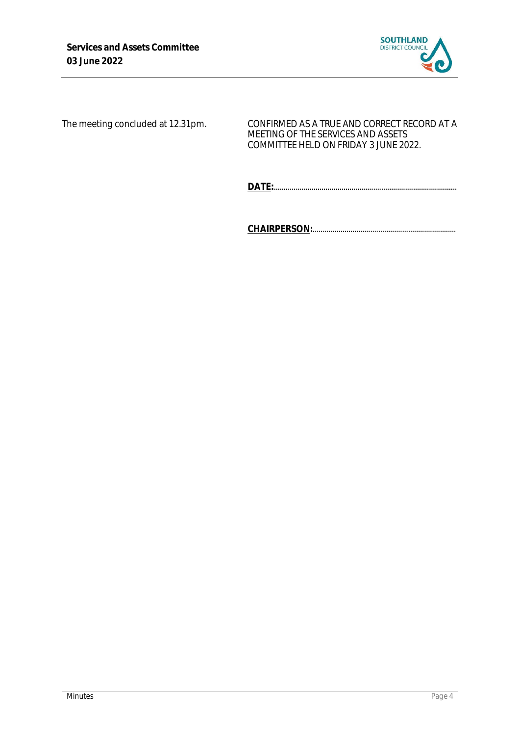The meeting concluded at 12.31pm.

CONFIRMED AS A TRUE AND CORRECT RECORD AT A MEETING OF THE SERVICES AND ASSETS COMMITTEE HELD ON FRIDAY 3 JUNE 2022.

**DATE:**...............................................................................................

**CHAIRPERSON:**.........................................................................